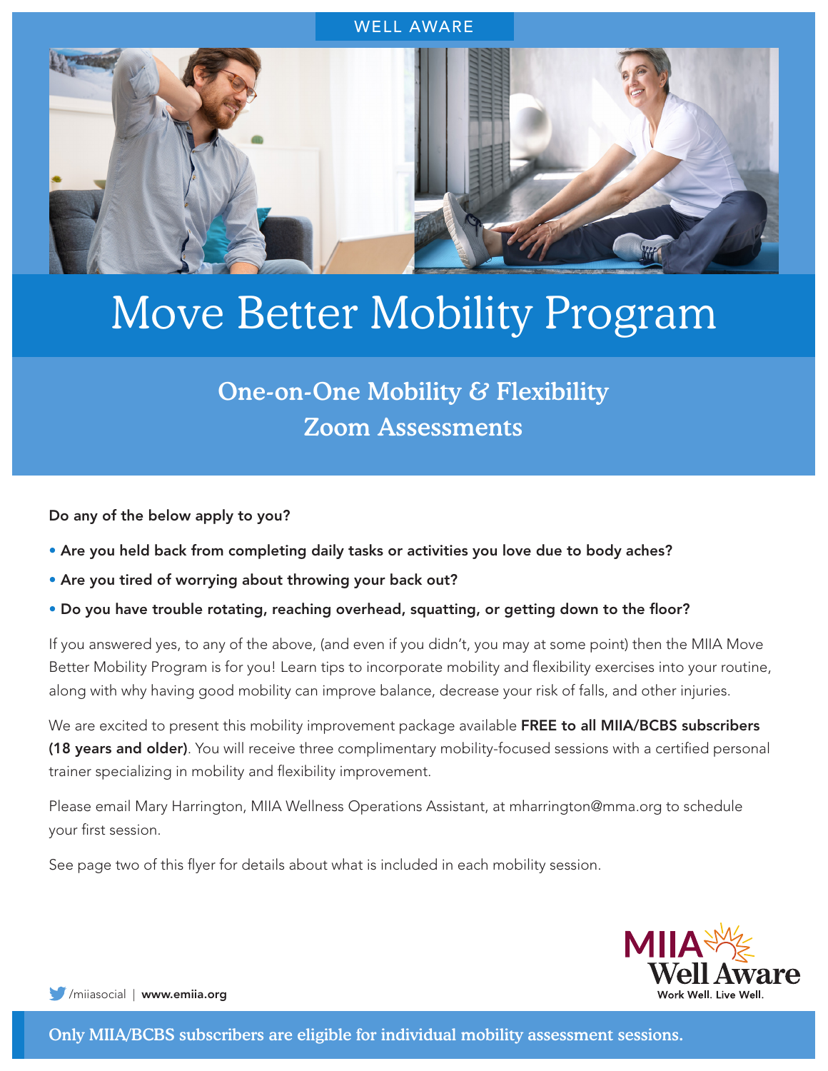WELL AWARE

# Move Better Mobility Program

## One-on-One Mobility & Flexibility Zoom Assessments

**Do any of the below apply to you?**

- **Are you held back from completing daily tasks or activities you love due to body aches?**
- **Are you tired of worrying about throwing your back out?**
- **Do you have trouble rotating, reaching overhead, squatting, or getting down to the floor?**

If you answered yes, to any of the above, (and even if you didn't, you may at some point) then the MIIA Move Better Mobility Program is for you! Learn tips to incorporate mobility and flexibility exercises into your routine, along with why having good mobility can improve balance, decrease your risk of falls, and other injuries.

We are excited to present this mobility improvement package available **FREE to all MIIA/BCBS subscribers (18 years and older)**. You will receive three complimentary mobility-focused sessions with a certified personal trainer specializing in mobility and flexibility improvement.

Please email Mary Harrington, MIIA Wellness Operations Assistant, at mharrington@mma.org to schedule your first session.

See page two of this flyer for details about what is included in each mobility session.

MIIA Well Aware
Work Well. Live Well.

/miiasocial | **www.emiia.org**

**Only MIIA/BCBS subscribers are eligible for individual mobility assessment sessions.**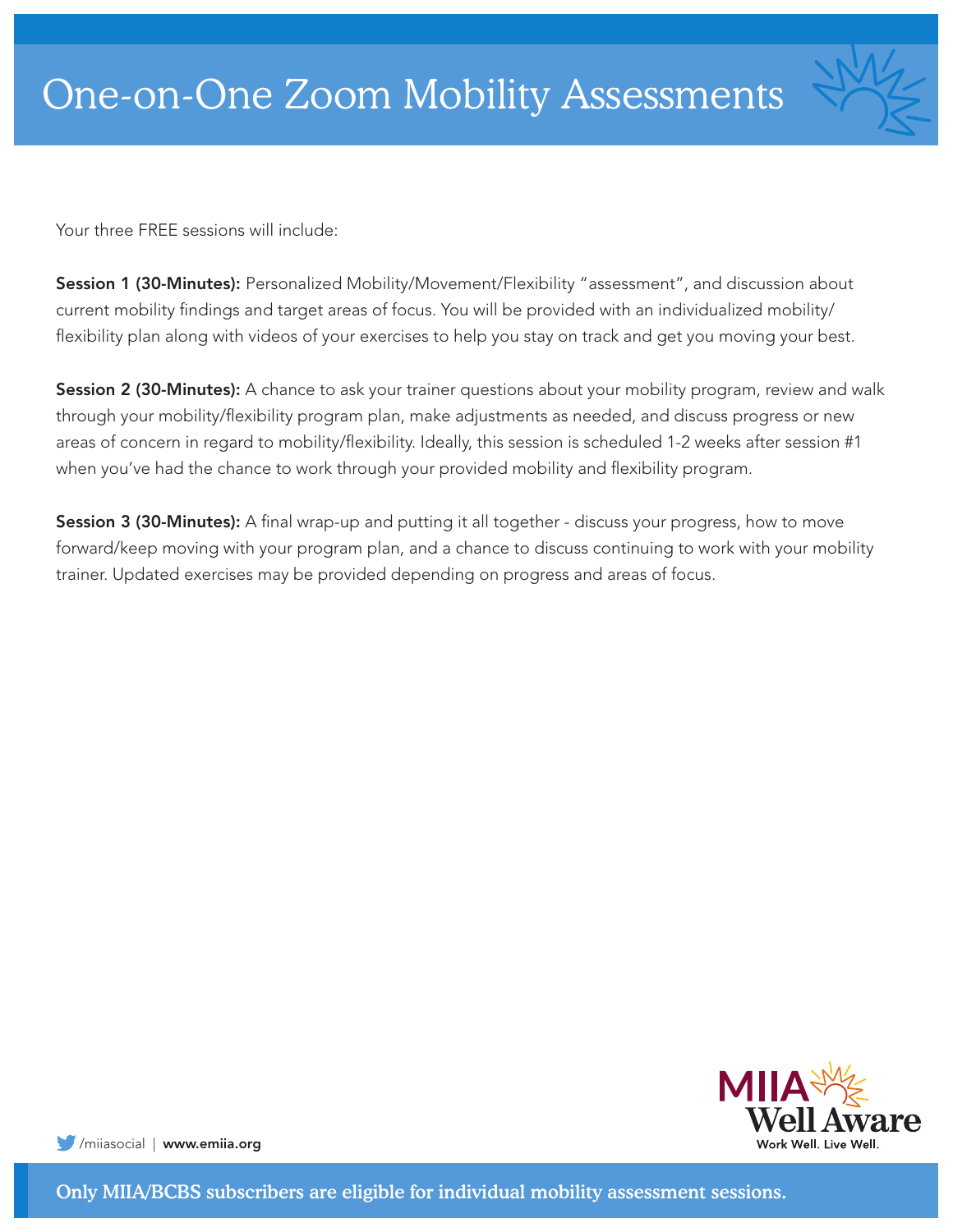# One-on-One Zoom Mobility Assessments

Your three FREE sessions will include:

**Session 1 (30-Minutes):** Personalized Mobility/Movement/Flexibility "assessment", and discussion about current mobility findings and target areas of focus. You will be provided with an individualized mobility/flexibility plan along with videos of your exercises to help you stay on track and get you moving your best.

**Session 2 (30-Minutes):** A chance to ask your trainer questions about your mobility program, review and walk through your mobility/flexibility program plan, make adjustments as needed, and discuss progress or new areas of concern in regard to mobility/flexibility. Ideally, this session is scheduled 1-2 weeks after session #1 when you've had the chance to work through your provided mobility and flexibility program.

**Session 3 (30-Minutes):** A final wrap-up and putting it all together - discuss your progress, how to move forward/keep moving with your program plan, and a chance to discuss continuing to work with your mobility trainer. Updated exercises may be provided depending on progress and areas of focus.

/miiasocial | **www.emiia.org**

MIIA Well Aware
Work Well. Live Well.

**Only MIIA/BCBS subscribers are eligible for individual mobility assessment sessions.**